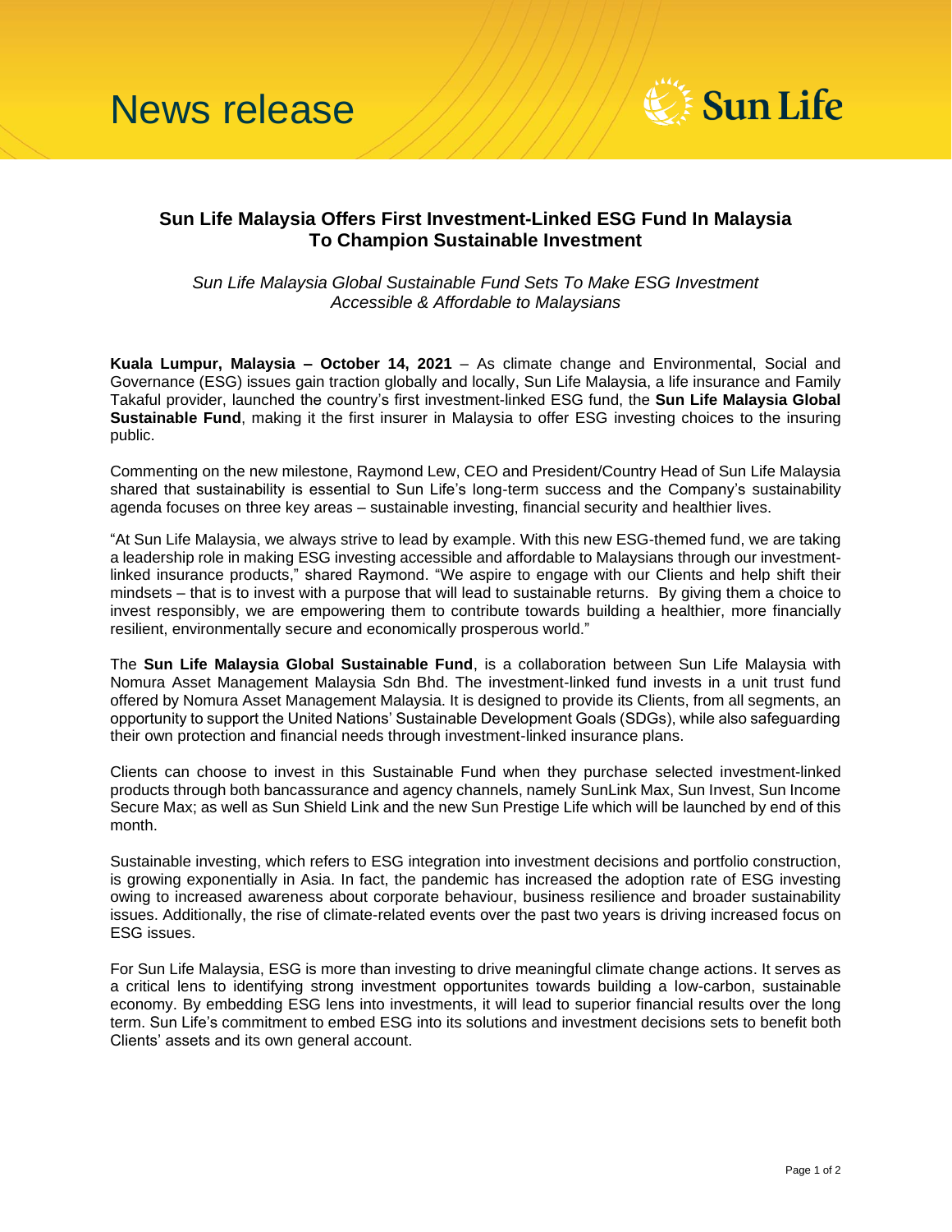News release

# Sun Life Malaysia Offers First Investment-Linked ESG Fund In Malaysia To Champion Sustainable Investment

*Sun Life Malaysia Global Sustainable Fund Sets To Make ESG Investment Accessible & Affordable to Malaysians*

**Kuala Lumpur, Malaysia – October 14, 2021** – As climate change and Environmental, Social and Governance (ESG) issues gain traction globally and locally, Sun Life Malaysia, a life insurance and Family Takaful provider, launched the country's first investment-linked ESG fund, the **Sun Life Malaysia Global Sustainable Fund**, making it the first insurer in Malaysia to offer ESG investing choices to the insuring public.

Commenting on the new milestone, Raymond Lew, CEO and President/Country Head of Sun Life Malaysia shared that sustainability is essential to Sun Life's long-term success and the Company's sustainability agenda focuses on three key areas – sustainable investing, financial security and healthier lives.

"At Sun Life Malaysia, we always strive to lead by example. With this new ESG-themed fund, we are taking a leadership role in making ESG investing accessible and affordable to Malaysians through our investment-linked insurance products," shared Raymond. "We aspire to engage with our Clients and help shift their mindsets – that is to invest with a purpose that will lead to sustainable returns. By giving them a choice to invest responsibly, we are empowering them to contribute towards building a healthier, more financially resilient, environmentally secure and economically prosperous world."

The **Sun Life Malaysia Global Sustainable Fund**, is a collaboration between Sun Life Malaysia with Nomura Asset Management Malaysia Sdn Bhd. The investment-linked fund invests in a unit trust fund offered by Nomura Asset Management Malaysia. It is designed to provide its Clients, from all segments, an opportunity to support the United Nations' Sustainable Development Goals (SDGs), while also safeguarding their own protection and financial needs through investment-linked insurance plans.

Clients can choose to invest in this Sustainable Fund when they purchase selected investment-linked products through both bancassurance and agency channels, namely SunLink Max, Sun Invest, Sun Income Secure Max; as well as Sun Shield Link and the new Sun Prestige Life which will be launched by end of this month.

Sustainable investing, which refers to ESG integration into investment decisions and portfolio construction, is growing exponentially in Asia. In fact, the pandemic has increased the adoption rate of ESG investing owing to increased awareness about corporate behaviour, business resilience and broader sustainability issues. Additionally, the rise of climate-related events over the past two years is driving increased focus on ESG issues.

For Sun Life Malaysia, ESG is more than investing to drive meaningful climate change actions. It serves as a critical lens to identifying strong investment opportunites towards building a low-carbon, sustainable economy. By embedding ESG lens into investments, it will lead to superior financial results over the long term. Sun Life's commitment to embed ESG into its solutions and investment decisions sets to benefit both Clients' assets and its own general account.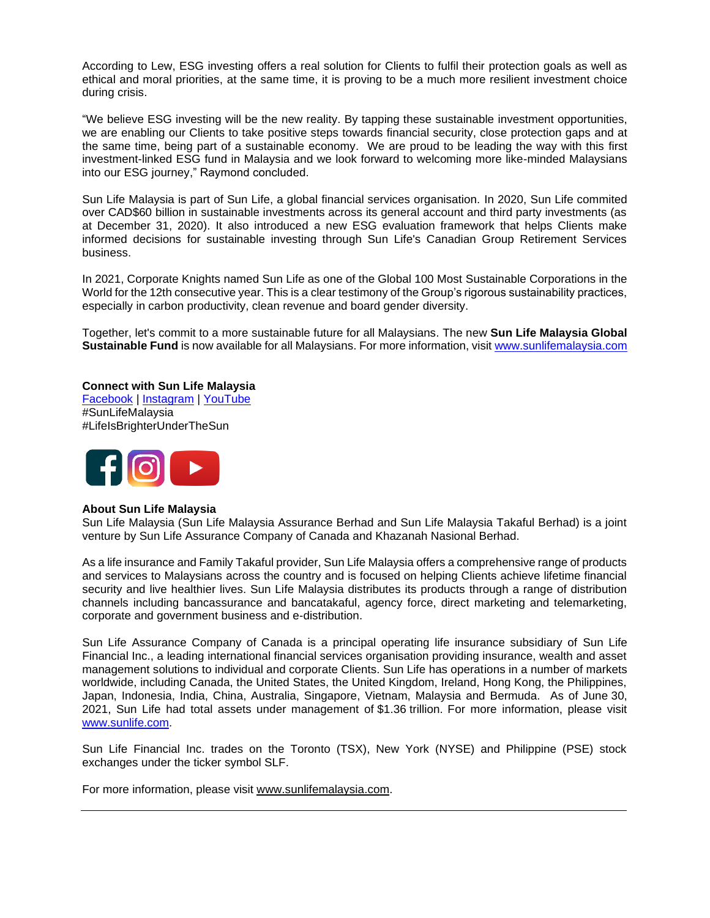According to Lew, ESG investing offers a real solution for Clients to fulfil their protection goals as well as ethical and moral priorities, at the same time, it is proving to be a much more resilient investment choice during crisis.

"We believe ESG investing will be the new reality. By tapping these sustainable investment opportunities, we are enabling our Clients to take positive steps towards financial security, close protection gaps and at the same time, being part of a sustainable economy. We are proud to be leading the way with this first investment-linked ESG fund in Malaysia and we look forward to welcoming more like-minded Malaysians into our ESG journey," Raymond concluded.

Sun Life Malaysia is part of Sun Life, a global financial services organisation. In 2020, Sun Life commited over CAD$60 billion in sustainable investments across its general account and third party investments (as at December 31, 2020). It also introduced a new ESG evaluation framework that helps Clients make informed decisions for sustainable investing through Sun Life's Canadian Group Retirement Services business.

In 2021, Corporate Knights named Sun Life as one of the Global 100 Most Sustainable Corporations in the World for the 12th consecutive year. This is a clear testimony of the Group's rigorous sustainability practices, especially in carbon productivity, clean revenue and board gender diversity.

Together, let's commit to a more sustainable future for all Malaysians. The new **Sun Life Malaysia Global Sustainable Fund** is now available for all Malaysians. For more information, visit www.sunlifemalaysia.com

**Connect with Sun Life Malaysia**
Facebook | Instagram | YouTube
#SunLifeMalaysia
#LifeIsBrighterUnderTheSun

**About Sun Life Malaysia**
Sun Life Malaysia (Sun Life Malaysia Assurance Berhad and Sun Life Malaysia Takaful Berhad) is a joint venture by Sun Life Assurance Company of Canada and Khazanah Nasional Berhad.

As a life insurance and Family Takaful provider, Sun Life Malaysia offers a comprehensive range of products and services to Malaysians across the country and is focused on helping Clients achieve lifetime financial security and live healthier lives. Sun Life Malaysia distributes its products through a range of distribution channels including bancassurance and bancatakaful, agency force, direct marketing and telemarketing, corporate and government business and e-distribution.

Sun Life Assurance Company of Canada is a principal operating life insurance subsidiary of Sun Life Financial Inc., a leading international financial services organisation providing insurance, wealth and asset management solutions to individual and corporate Clients. Sun Life has operations in a number of markets worldwide, including Canada, the United States, the United Kingdom, Ireland, Hong Kong, the Philippines, Japan, Indonesia, India, China, Australia, Singapore, Vietnam, Malaysia and Bermuda. As of June 30, 2021, Sun Life had total assets under management of $1.36 trillion. For more information, please visit www.sunlife.com.

Sun Life Financial Inc. trades on the Toronto (TSX), New York (NYSE) and Philippine (PSE) stock exchanges under the ticker symbol SLF.

For more information, please visit www.sunlifemalaysia.com.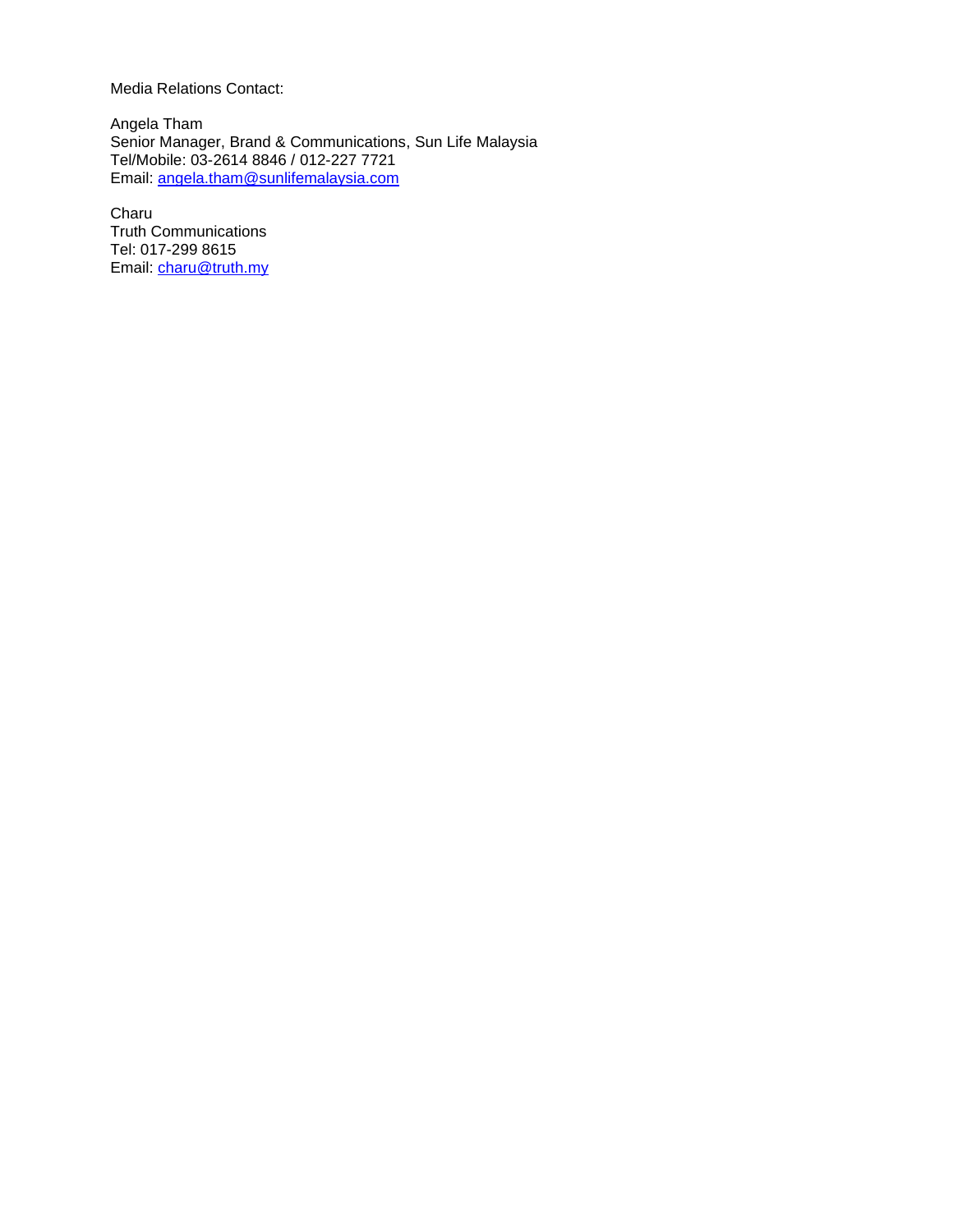Media Relations Contact:

Angela Tham
Senior Manager, Brand & Communications, Sun Life Malaysia
Tel/Mobile: 03-2614 8846 / 012-227 7721
Email: angela.tham@sunlifemalaysia.com

Charu
Truth Communications
Tel: 017-299 8615
Email: charu@truth.my